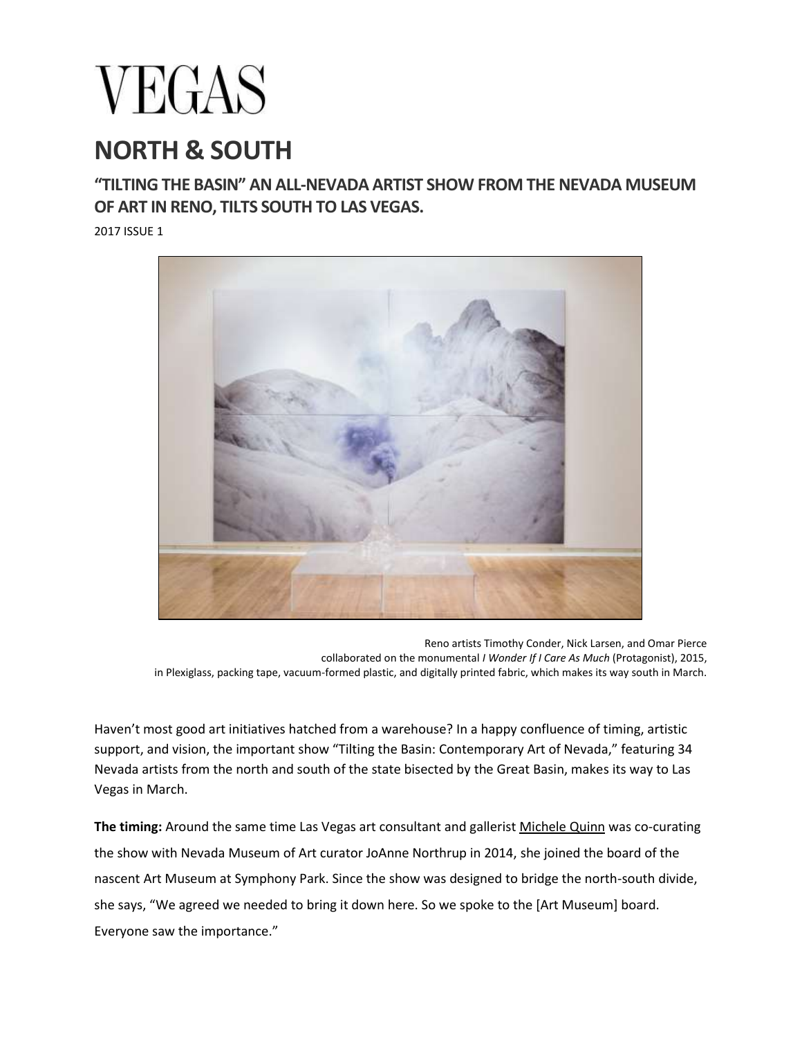# VEGAS

## NORTH & SOUTH

### "TILTING THE BASIN" AN ALL-NEVADA ARTIST SHOW FROM THE NEVADA MUSEUM OF ART IN RENO, TILTS SOUTH TO LAS VEGAS.

2017 ISSUE 1

Reno artists Timothy Conder, Nick Larsen, and Omar Pierce collaborated on the monumental *I Wonder If I Care As Much* (Protagonist), 2015, in Plexiglass, packing tape, vacuum-formed plastic, and digitally printed fabric, which makes its way south in March.

Haven't most good art initiatives hatched from a warehouse? In a happy confluence of timing, artistic support, and vision, the important show "Tilting the Basin: Contemporary Art of Nevada," featuring 34 Nevada artists from the north and south of the state bisected by the Great Basin, makes its way to Las Vegas in March.

**The timing:** Around the same time Las Vegas art consultant and gallerist Michele Quinn was co-curating the show with Nevada Museum of Art curator JoAnne Northrup in 2014, she joined the board of the nascent Art Museum at Symphony Park. Since the show was designed to bridge the north-south divide, she says, "We agreed we needed to bring it down here. So we spoke to the [Art Museum] board. Everyone saw the importance."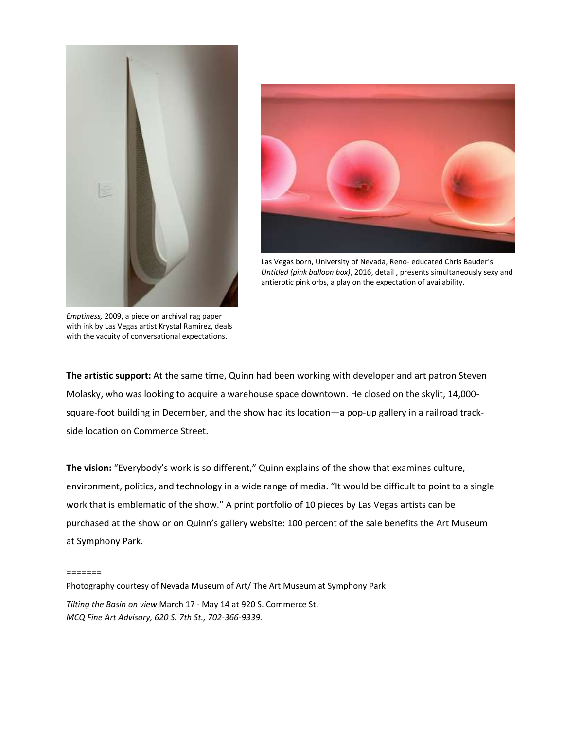*Emptiness,* 2009, a piece on archival rag paper with ink by Las Vegas artist Krystal Ramirez, deals with the vacuity of conversational expectations.

Las Vegas born, University of Nevada, Reno- educated Chris Bauder's *Untitled (pink balloon box)*, 2016, detail , presents simultaneously sexy and antierotic pink orbs, a play on the expectation of availability.

**The artistic support:** At the same time, Quinn had been working with developer and art patron Steven Molasky, who was looking to acquire a warehouse space downtown. He closed on the skylit, 14,000-square-foot building in December, and the show had its location—a pop-up gallery in a railroad track-side location on Commerce Street.

**The vision:** "Everybody's work is so different," Quinn explains of the show that examines culture, environment, politics, and technology in a wide range of media. "It would be difficult to point to a single work that is emblematic of the show." A print portfolio of 10 pieces by Las Vegas artists can be purchased at the show or on Quinn's gallery website: 100 percent of the sale benefits the Art Museum at Symphony Park.

=======

Photography courtesy of Nevada Museum of Art/ The Art Museum at Symphony Park

*Tilting the Basin on view* March 17 - May 14 at 920 S. Commerce St.
*MCQ Fine Art Advisory, 620 S. 7th St., 702-366-9339.*